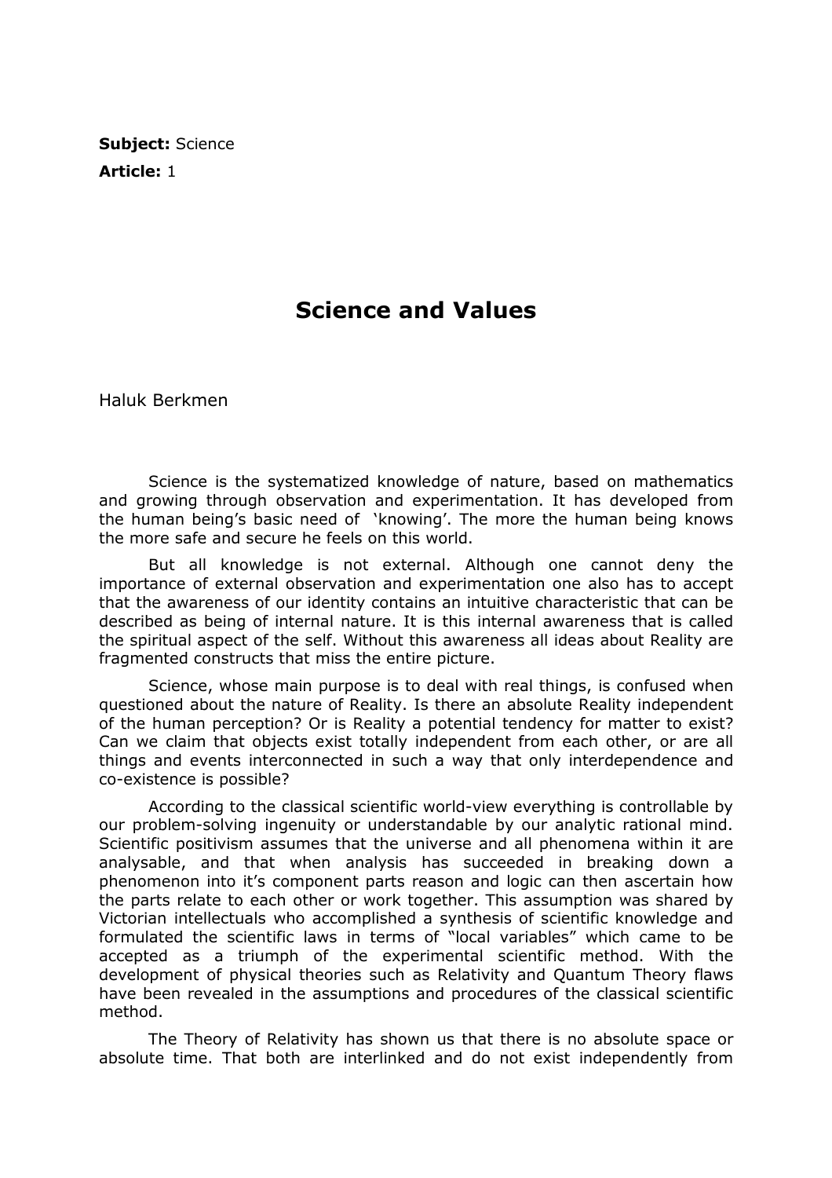**Subject:** Science

**Article:** 1

# Science and Values

Haluk Berkmen

Science is the systematized knowledge of nature, based on mathematics and growing through observation and experimentation. It has developed from the human being's basic need of 'knowing'. The more the human being knows the more safe and secure he feels on this world.

But all knowledge is not external. Although one cannot deny the importance of external observation and experimentation one also has to accept that the awareness of our identity contains an intuitive characteristic that can be described as being of internal nature. It is this internal awareness that is called the spiritual aspect of the self. Without this awareness all ideas about Reality are fragmented constructs that miss the entire picture.

Science, whose main purpose is to deal with real things, is confused when questioned about the nature of Reality. Is there an absolute Reality independent of the human perception? Or is Reality a potential tendency for matter to exist? Can we claim that objects exist totally independent from each other, or are all things and events interconnected in such a way that only interdependence and co-existence is possible?

According to the classical scientific world-view everything is controllable by our problem-solving ingenuity or understandable by our analytic rational mind. Scientific positivism assumes that the universe and all phenomena within it are analysable, and that when analysis has succeeded in breaking down a phenomenon into it's component parts reason and logic can then ascertain how the parts relate to each other or work together. This assumption was shared by Victorian intellectuals who accomplished a synthesis of scientific knowledge and formulated the scientific laws in terms of "local variables" which came to be accepted as a triumph of the experimental scientific method. With the development of physical theories such as Relativity and Quantum Theory flaws have been revealed in the assumptions and procedures of the classical scientific method.

The Theory of Relativity has shown us that there is no absolute space or absolute time. That both are interlinked and do not exist independently from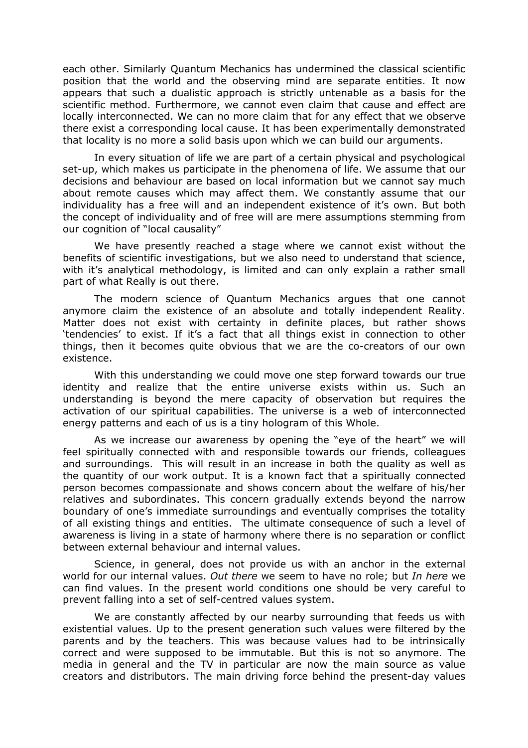each other. Similarly Quantum Mechanics has undermined the classical scientific position that the world and the observing mind are separate entities. It now appears that such a dualistic approach is strictly untenable as a basis for the scientific method. Furthermore, we cannot even claim that cause and effect are locally interconnected. We can no more claim that for any effect that we observe there exist a corresponding local cause. It has been experimentally demonstrated that locality is no more a solid basis upon which we can build our arguments.

In every situation of life we are part of a certain physical and psychological set-up, which makes us participate in the phenomena of life. We assume that our decisions and behaviour are based on local information but we cannot say much about remote causes which may affect them. We constantly assume that our individuality has a free will and an independent existence of it's own. But both the concept of individuality and of free will are mere assumptions stemming from our cognition of "local causality"

We have presently reached a stage where we cannot exist without the benefits of scientific investigations, but we also need to understand that science, with it's analytical methodology, is limited and can only explain a rather small part of what Really is out there.

The modern science of Quantum Mechanics argues that one cannot anymore claim the existence of an absolute and totally independent Reality. Matter does not exist with certainty in definite places, but rather shows 'tendencies' to exist. If it's a fact that all things exist in connection to other things, then it becomes quite obvious that we are the co-creators of our own existence.

With this understanding we could move one step forward towards our true identity and realize that the entire universe exists within us. Such an understanding is beyond the mere capacity of observation but requires the activation of our spiritual capabilities. The universe is a web of interconnected energy patterns and each of us is a tiny hologram of this Whole.

As we increase our awareness by opening the "eye of the heart" we will feel spiritually connected with and responsible towards our friends, colleagues and surroundings. This will result in an increase in both the quality as well as the quantity of our work output. It is a known fact that a spiritually connected person becomes compassionate and shows concern about the welfare of his/her relatives and subordinates. This concern gradually extends beyond the narrow boundary of one's immediate surroundings and eventually comprises the totality of all existing things and entities. The ultimate consequence of such a level of awareness is living in a state of harmony where there is no separation or conflict between external behaviour and internal values.

Science, in general, does not provide us with an anchor in the external world for our internal values. *Out there* we seem to have no role; but *In here* we can find values. In the present world conditions one should be very careful to prevent falling into a set of self-centred values system.

We are constantly affected by our nearby surrounding that feeds us with existential values. Up to the present generation such values were filtered by the parents and by the teachers. This was because values had to be intrinsically correct and were supposed to be immutable. But this is not so anymore. The media in general and the TV in particular are now the main source as value creators and distributors. The main driving force behind the present-day values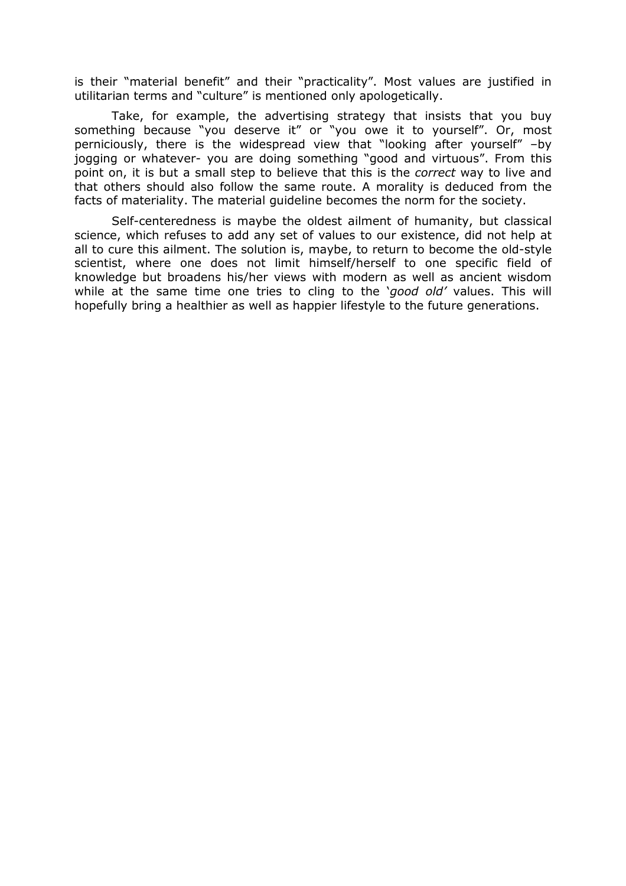is their "material benefit" and their "practicality". Most values are justified in utilitarian terms and "culture" is mentioned only apologetically.

Take, for example, the advertising strategy that insists that you buy something because "you deserve it" or "you owe it to yourself". Or, most perniciously, there is the widespread view that "looking after yourself" –by jogging or whatever- you are doing something "good and virtuous". From this point on, it is but a small step to believe that this is the *correct* way to live and that others should also follow the same route. A morality is deduced from the facts of materiality. The material guideline becomes the norm for the society.

Self-centeredness is maybe the oldest ailment of humanity, but classical science, which refuses to add any set of values to our existence, did not help at all to cure this ailment. The solution is, maybe, to return to become the old-style scientist, where one does not limit himself/herself to one specific field of knowledge but broadens his/her views with modern as well as ancient wisdom while at the same time one tries to cling to the '*good old'* values. This will hopefully bring a healthier as well as happier lifestyle to the future generations.